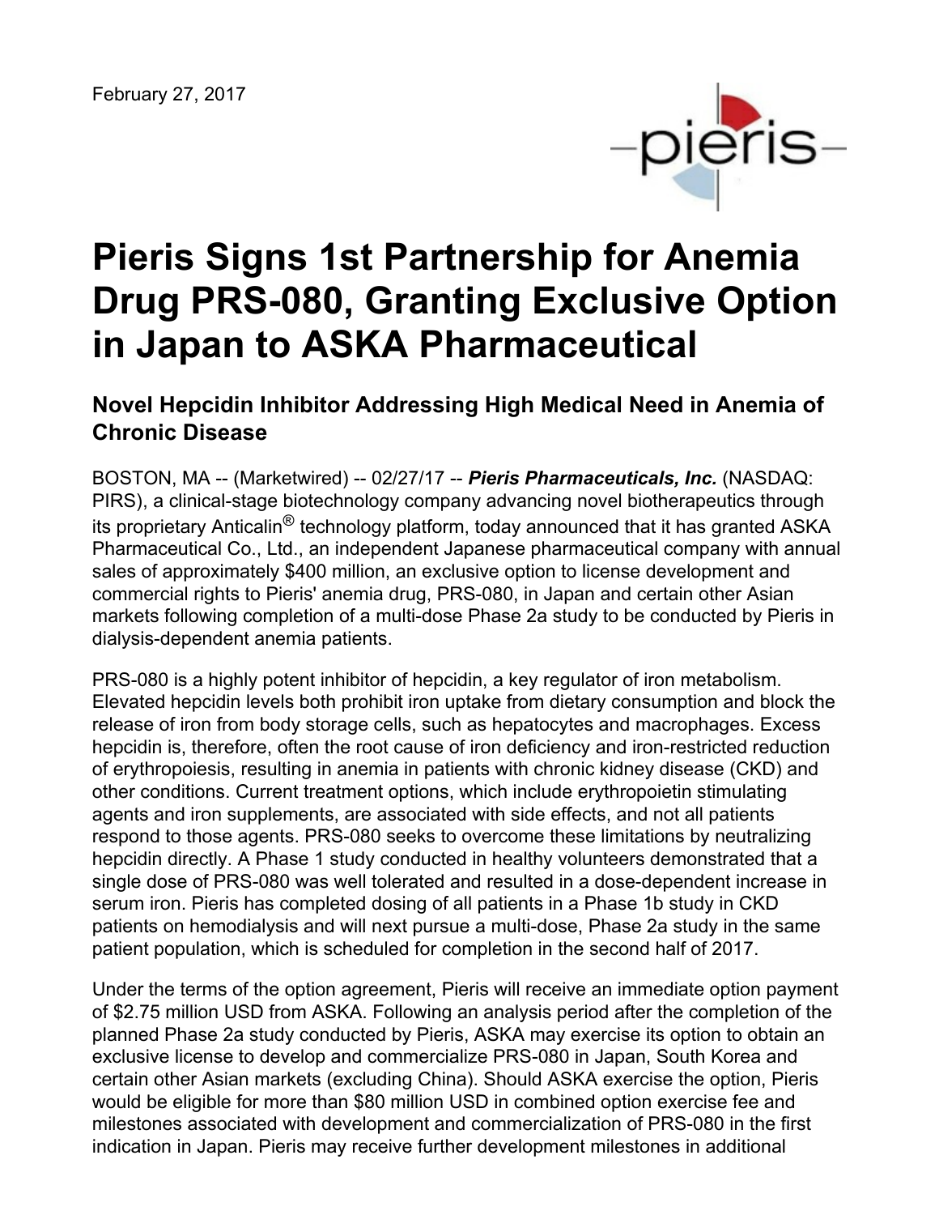February 27, 2017

# Pieris Signs 1st Partnership for Anemia Drug PRS-080, Granting Exclusive Option in Japan to ASKA Pharmaceutical

## Novel Hepcidin Inhibitor Addressing High Medical Need in Anemia of Chronic Disease

BOSTON, MA -- (Marketwired) -- 02/27/17 -- ***Pieris Pharmaceuticals, Inc.*** (NASDAQ: PIRS), a clinical-stage biotechnology company advancing novel biotherapeutics through its proprietary Anticalin® technology platform, today announced that it has granted ASKA Pharmaceutical Co., Ltd., an independent Japanese pharmaceutical company with annual sales of approximately $400 million, an exclusive option to license development and commercial rights to Pieris' anemia drug, PRS-080, in Japan and certain other Asian markets following completion of a multi-dose Phase 2a study to be conducted by Pieris in dialysis-dependent anemia patients.

PRS-080 is a highly potent inhibitor of hepcidin, a key regulator of iron metabolism. Elevated hepcidin levels both prohibit iron uptake from dietary consumption and block the release of iron from body storage cells, such as hepatocytes and macrophages. Excess hepcidin is, therefore, often the root cause of iron deficiency and iron-restricted reduction of erythropoiesis, resulting in anemia in patients with chronic kidney disease (CKD) and other conditions. Current treatment options, which include erythropoietin stimulating agents and iron supplements, are associated with side effects, and not all patients respond to those agents. PRS-080 seeks to overcome these limitations by neutralizing hepcidin directly. A Phase 1 study conducted in healthy volunteers demonstrated that a single dose of PRS-080 was well tolerated and resulted in a dose-dependent increase in serum iron. Pieris has completed dosing of all patients in a Phase 1b study in CKD patients on hemodialysis and will next pursue a multi-dose, Phase 2a study in the same patient population, which is scheduled for completion in the second half of 2017.

Under the terms of the option agreement, Pieris will receive an immediate option payment of $2.75 million USD from ASKA. Following an analysis period after the completion of the planned Phase 2a study conducted by Pieris, ASKA may exercise its option to obtain an exclusive license to develop and commercialize PRS-080 in Japan, South Korea and certain other Asian markets (excluding China). Should ASKA exercise the option, Pieris would be eligible for more than $80 million USD in combined option exercise fee and milestones associated with development and commercialization of PRS-080 in the first indication in Japan. Pieris may receive further development milestones in additional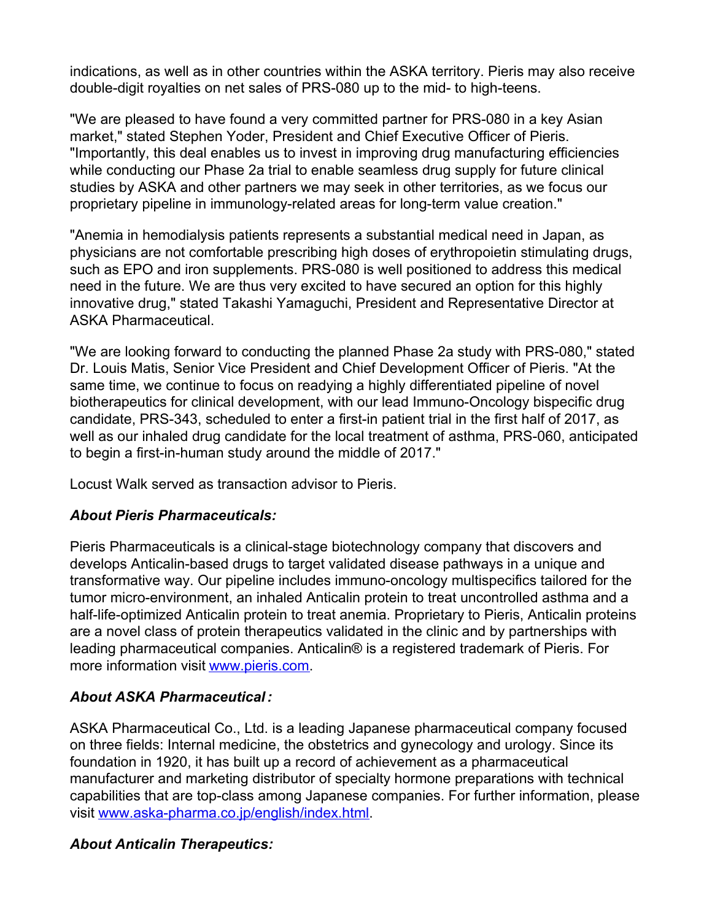indications, as well as in other countries within the ASKA territory. Pieris may also receive double-digit royalties on net sales of PRS-080 up to the mid- to high-teens.

"We are pleased to have found a very committed partner for PRS-080 in a key Asian market," stated Stephen Yoder, President and Chief Executive Officer of Pieris. "Importantly, this deal enables us to invest in improving drug manufacturing efficiencies while conducting our Phase 2a trial to enable seamless drug supply for future clinical studies by ASKA and other partners we may seek in other territories, as we focus our proprietary pipeline in immunology-related areas for long-term value creation."

"Anemia in hemodialysis patients represents a substantial medical need in Japan, as physicians are not comfortable prescribing high doses of erythropoietin stimulating drugs, such as EPO and iron supplements. PRS-080 is well positioned to address this medical need in the future. We are thus very excited to have secured an option for this highly innovative drug," stated Takashi Yamaguchi, President and Representative Director at ASKA Pharmaceutical.

"We are looking forward to conducting the planned Phase 2a study with PRS-080," stated Dr. Louis Matis, Senior Vice President and Chief Development Officer of Pieris. "At the same time, we continue to focus on readying a highly differentiated pipeline of novel biotherapeutics for clinical development, with our lead Immuno-Oncology bispecific drug candidate, PRS-343, scheduled to enter a first-in patient trial in the first half of 2017, as well as our inhaled drug candidate for the local treatment of asthma, PRS-060, anticipated to begin a first-in-human study around the middle of 2017."

Locust Walk served as transaction advisor to Pieris.

### *About Pieris Pharmaceuticals:*

Pieris Pharmaceuticals is a clinical-stage biotechnology company that discovers and develops Anticalin-based drugs to target validated disease pathways in a unique and transformative way. Our pipeline includes immuno-oncology multispecifics tailored for the tumor micro-environment, an inhaled Anticalin protein to treat uncontrolled asthma and a half-life-optimized Anticalin protein to treat anemia. Proprietary to Pieris, Anticalin proteins are a novel class of protein therapeutics validated in the clinic and by partnerships with leading pharmaceutical companies. Anticalin® is a registered trademark of Pieris. For more information visit [www.pieris.com](www.pieris.com).

### *About ASKA Pharmaceutical :*

ASKA Pharmaceutical Co., Ltd. is a leading Japanese pharmaceutical company focused on three fields: Internal medicine, the obstetrics and gynecology and urology. Since its foundation in 1920, it has built up a record of achievement as a pharmaceutical manufacturer and marketing distributor of specialty hormone preparations with technical capabilities that are top-class among Japanese companies. For further information, please visit [www.aska-pharma.co.jp/english/index.html](www.aska-pharma.co.jp/english/index.html).

### *About Anticalin Therapeutics:*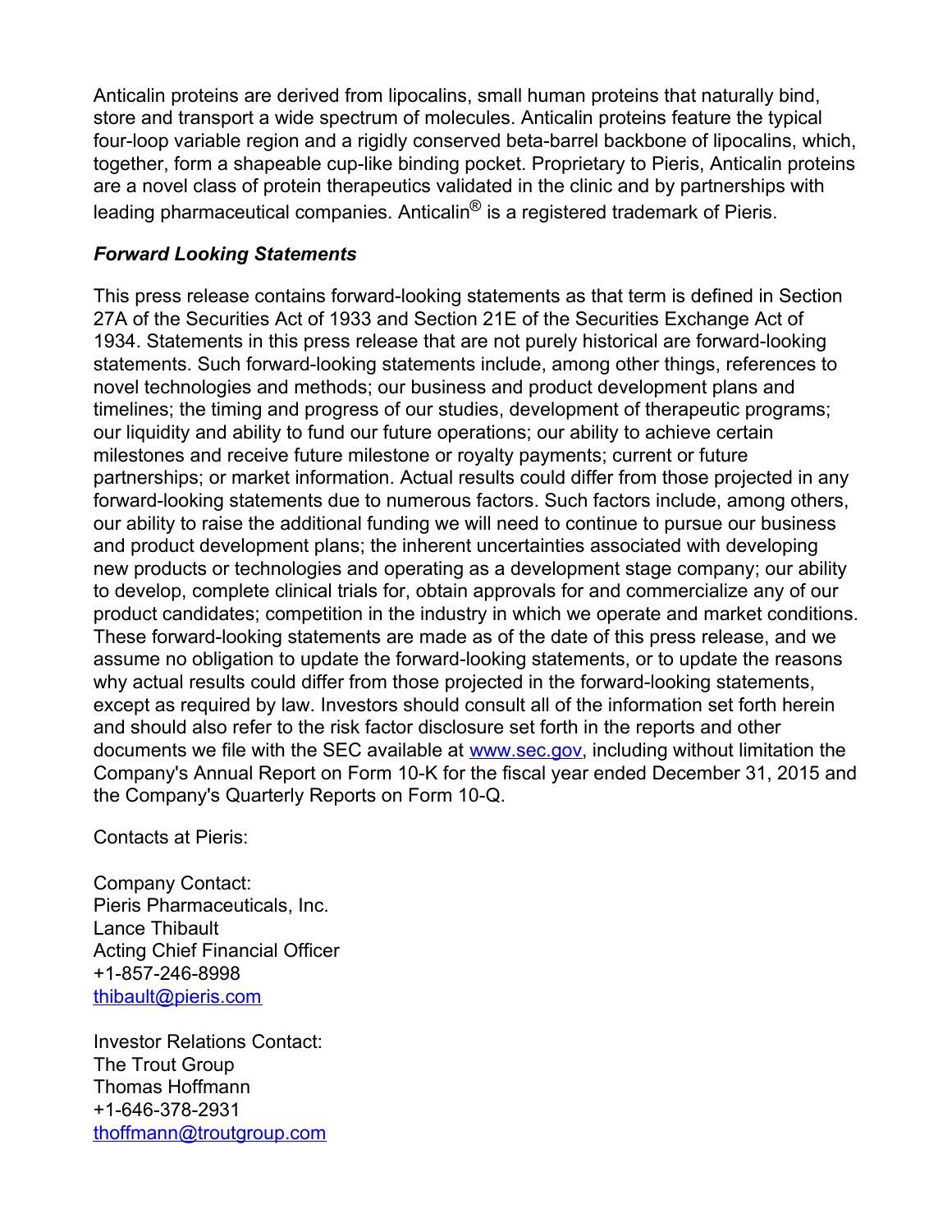Anticalin proteins are derived from lipocalins, small human proteins that naturally bind, store and transport a wide spectrum of molecules. Anticalin proteins feature the typical four-loop variable region and a rigidly conserved beta-barrel backbone of lipocalins, which, together, form a shapeable cup-like binding pocket. Proprietary to Pieris, Anticalin proteins are a novel class of protein therapeutics validated in the clinic and by partnerships with leading pharmaceutical companies. Anticalin® is a registered trademark of Pieris.

***Forward Looking Statements***

This press release contains forward-looking statements as that term is defined in Section 27A of the Securities Act of 1933 and Section 21E of the Securities Exchange Act of 1934. Statements in this press release that are not purely historical are forward-looking statements. Such forward-looking statements include, among other things, references to novel technologies and methods; our business and product development plans and timelines; the timing and progress of our studies, development of therapeutic programs; our liquidity and ability to fund our future operations; our ability to achieve certain milestones and receive future milestone or royalty payments; current or future partnerships; or market information. Actual results could differ from those projected in any forward-looking statements due to numerous factors. Such factors include, among others, our ability to raise the additional funding we will need to continue to pursue our business and product development plans; the inherent uncertainties associated with developing new products or technologies and operating as a development stage company; our ability to develop, complete clinical trials for, obtain approvals for and commercialize any of our product candidates; competition in the industry in which we operate and market conditions. These forward-looking statements are made as of the date of this press release, and we assume no obligation to update the forward-looking statements, or to update the reasons why actual results could differ from those projected in the forward-looking statements, except as required by law. Investors should consult all of the information set forth herein and should also refer to the risk factor disclosure set forth in the reports and other documents we file with the SEC available at www.sec.gov, including without limitation the Company's Annual Report on Form 10-K for the fiscal year ended December 31, 2015 and the Company's Quarterly Reports on Form 10-Q.

Contacts at Pieris:

Company Contact:
Pieris Pharmaceuticals, Inc.
Lance Thibault
Acting Chief Financial Officer
+1-857-246-8998
thibault@pieris.com

Investor Relations Contact:
The Trout Group
Thomas Hoffmann
+1-646-378-2931
thoffmann@troutgroup.com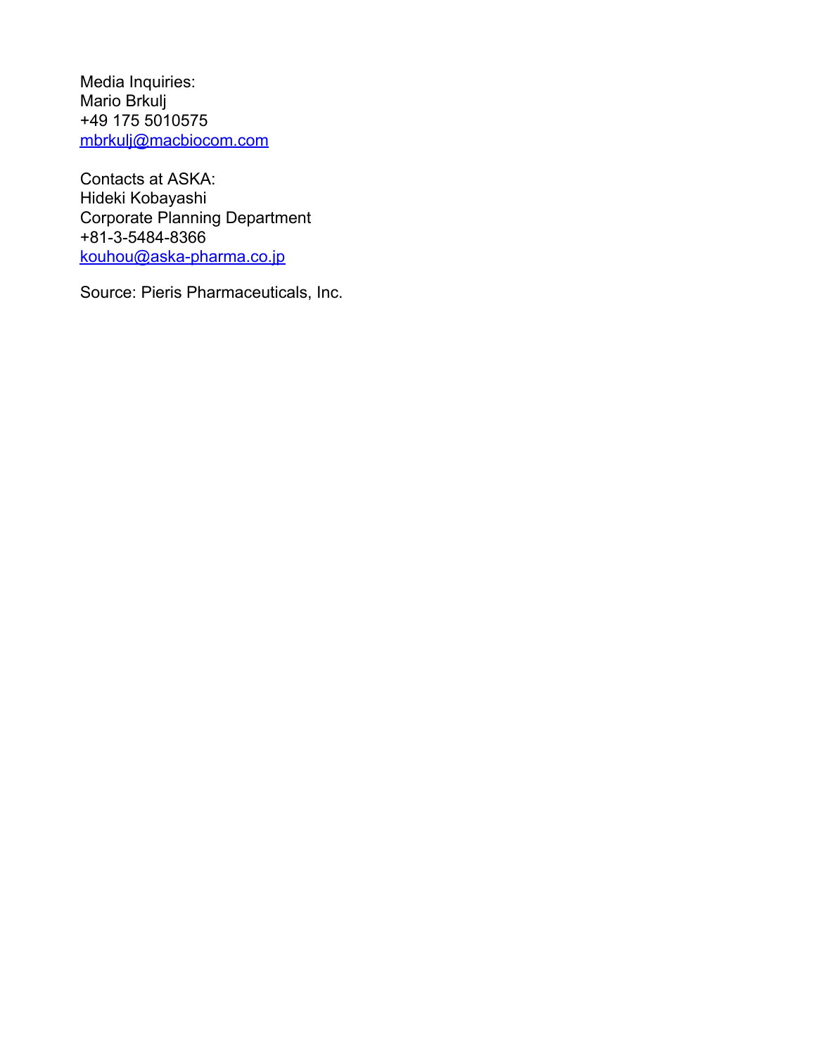Media Inquiries:
Mario Brkulj
+49 175 5010575
mbrkulj@macbiocom.com

Contacts at ASKA:
Hideki Kobayashi
Corporate Planning Department
+81-3-5484-8366
kouhou@aska-pharma.co.jp

Source: Pieris Pharmaceuticals, Inc.